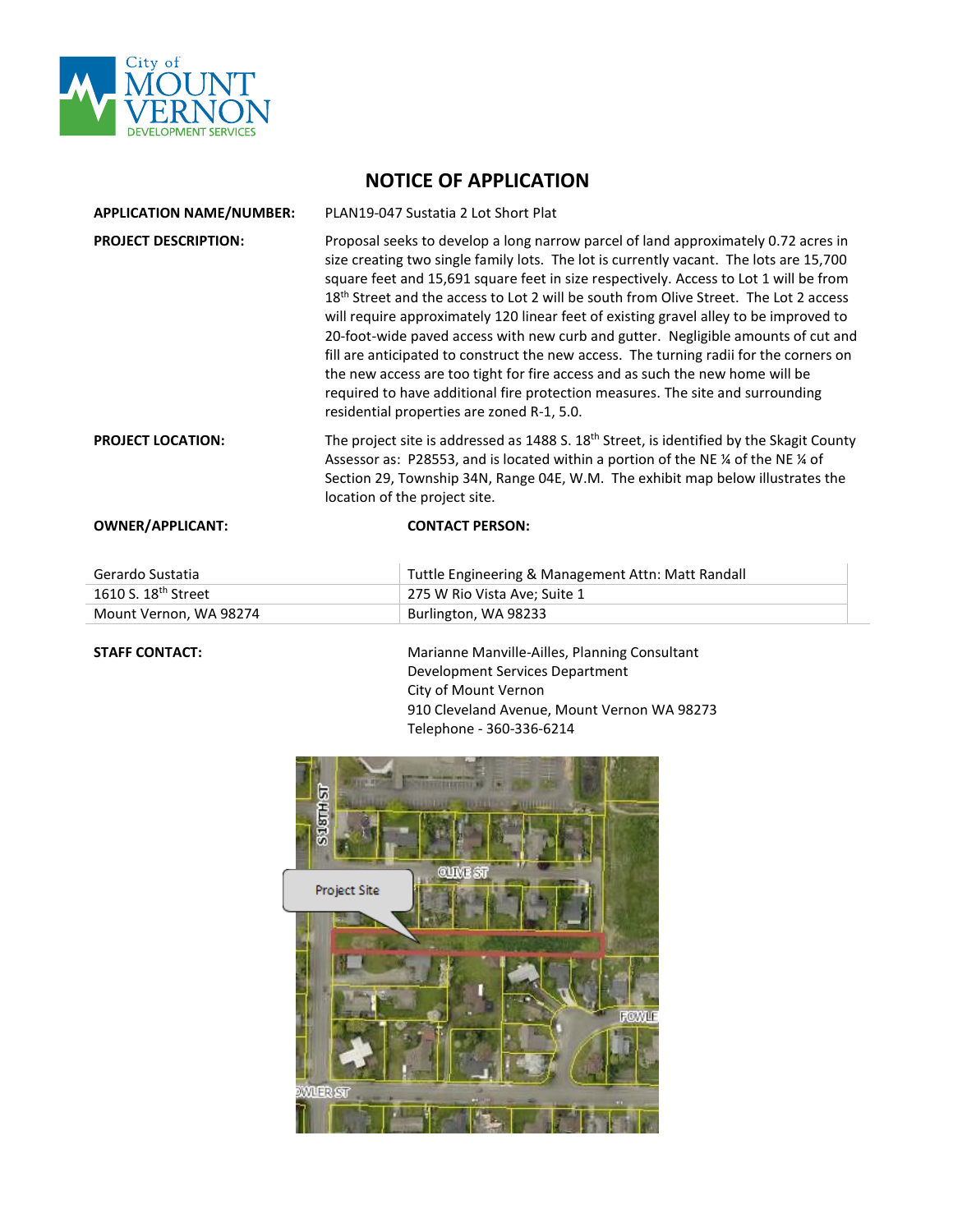# NOTICE OF APPLICATION

**APPLICATION NAME/NUMBER:** PLAN19-047 Sustatia 2 Lot Short Plat

**PROJECT DESCRIPTION:** Proposal seeks to develop a long narrow parcel of land approximately 0.72 acres in size creating two single family lots. The lot is currently vacant. The lots are 15,700 square feet and 15,691 square feet in size respectively. Access to Lot 1 will be from 18th Street and the access to Lot 2 will be south from Olive Street. The Lot 2 access will require approximately 120 linear feet of existing gravel alley to be improved to 20-foot-wide paved access with new curb and gutter. Negligible amounts of cut and fill are anticipated to construct the new access. The turning radii for the corners on the new access are too tight for fire access and as such the new home will be required to have additional fire protection measures. The site and surrounding residential properties are zoned R-1, 5.0.

**PROJECT LOCATION:** The project site is addressed as 1488 S. 18th Street, is identified by the Skagit County Assessor as: P28553, and is located within a portion of the NE ¼ of the NE ¼ of Section 29, Township 34N, Range 04E, W.M. The exhibit map below illustrates the location of the project site.

| **OWNER/APPLICANT:** | **CONTACT PERSON:** |
|---|---|
| Gerardo Sustatia | Tuttle Engineering & Management Attn: Matt Randall |
| 1610 S. 18th Street | 275 W Rio Vista Ave; Suite 1 |
| Mount Vernon, WA 98274 | Burlington, WA 98233 |

**STAFF CONTACT:**

Marianne Manville-Ailles, Planning Consultant
Development Services Department
City of Mount Vernon
910 Cleveland Avenue, Mount Vernon WA 98273
Telephone - 360-336-6214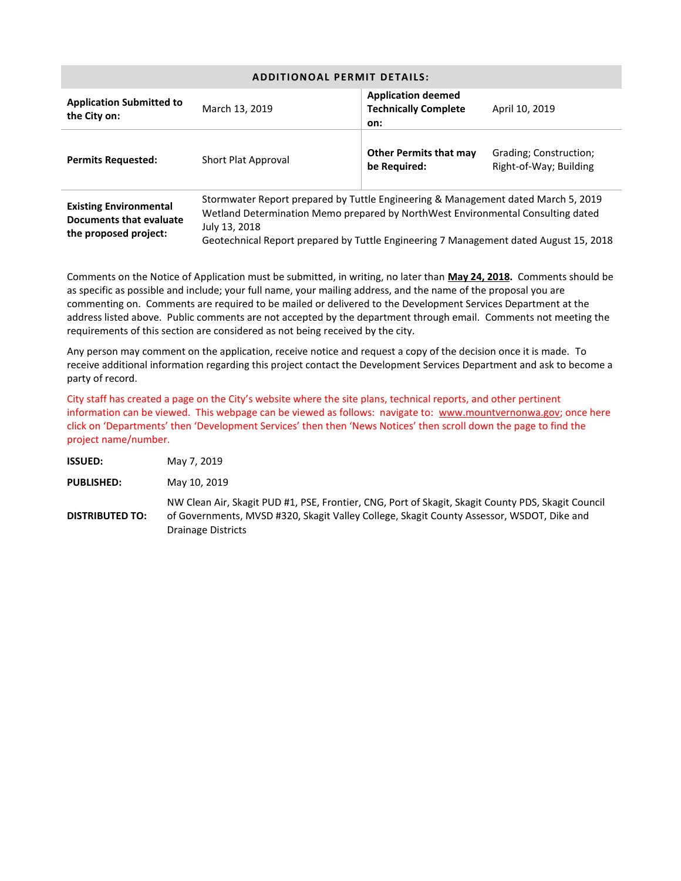| ADDITIONOAL PERMIT DETAILS: | | | |
| --- | --- | --- | --- |
| **Application Submitted to the City on:** | March 13, 2019 | **Application deemed Technically Complete on:** | April 10, 2019 |
| **Permits Requested:** | Short Plat Approval | **Other Permits that may be Required:** | Grading; Construction; Right-of-Way; Building |
| **Existing Environmental Documents that evaluate the proposed project:** | Stormwater Report prepared by Tuttle Engineering & Management dated March 5, 2019<br>Wetland Determination Memo prepared by NorthWest Environmental Consulting dated July 13, 2018<br>Geotechnical Report prepared by Tuttle Engineering 7 Management dated August 15, 2018 | | |

Comments on the Notice of Application must be submitted, in writing, no later than **May 24, 2018.** Comments should be as specific as possible and include; your full name, your mailing address, and the name of the proposal you are commenting on. Comments are required to be mailed or delivered to the Development Services Department at the address listed above. Public comments are not accepted by the department through email. Comments not meeting the requirements of this section are considered as not being received by the city.

Any person may comment on the application, receive notice and request a copy of the decision once it is made. To receive additional information regarding this project contact the Development Services Department and ask to become a party of record.

City staff has created a page on the City's website where the site plans, technical reports, and other pertinent information can be viewed. This webpage can be viewed as follows: navigate to: www.mountvernonwa.gov; once here click on 'Departments' then 'Development Services' then then 'News Notices' then scroll down the page to find the project name/number.

**ISSUED:** May 7, 2019

**PUBLISHED:** May 10, 2019

**DISTRIBUTED TO:** NW Clean Air, Skagit PUD #1, PSE, Frontier, CNG, Port of Skagit, Skagit County PDS, Skagit Council of Governments, MVSD #320, Skagit Valley College, Skagit County Assessor, WSDOT, Dike and Drainage Districts